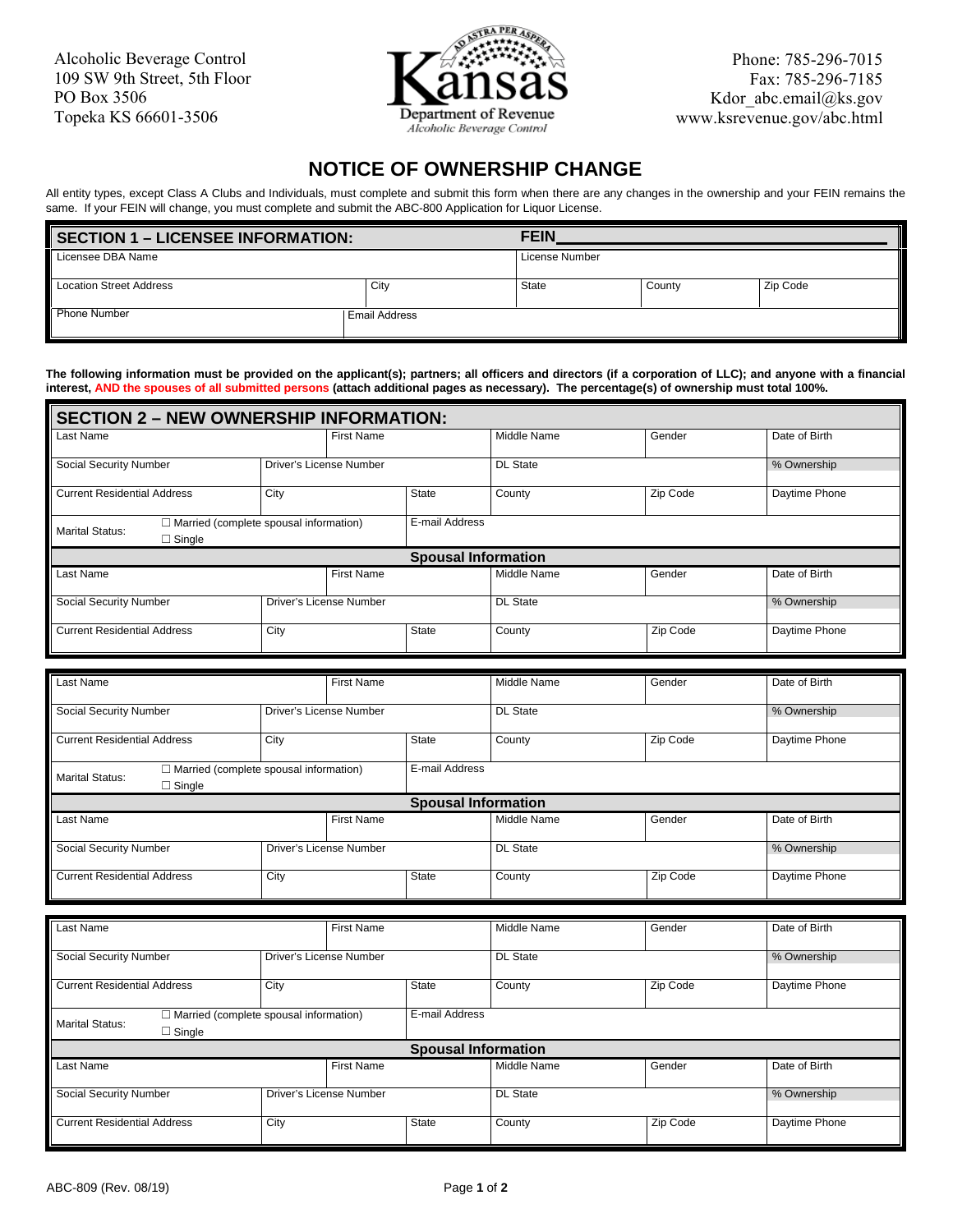Alcoholic Beverage Control
109 SW 9th Street, 5th Floor
PO Box 3506
Topeka KS 66601-3506

Kansas
Department of Revenue
*Alcoholic Beverage Control*

Phone: 785-296-7015
Fax: 785-296-7185
Kdor_abc.email@ks.gov
www.ksrevenue.gov/abc.html

# NOTICE OF OWNERSHIP CHANGE

All entity types, except Class A Clubs and Individuals, must complete and submit this form when there are any changes in the ownership and your FEIN remains the same. If your FEIN will change, you must complete and submit the ABC-800 Application for Liquor License.

## SECTION 1 – LICENSEE INFORMATION:

**FEIN** ____________________

| Licensee DBA Name | | License Number | | |
|---|---|---|---|---|
| Location Street Address | City | State | County | Zip Code |
| Phone Number | Email Address | | | |

**The following information must be provided on the applicant(s); partners; all officers and directors (if a corporation of LLC); and anyone with a financial interest, AND the spouses of all submitted persons (attach additional pages as necessary). The percentage(s) of ownership must total 100%.**

## SECTION 2 – NEW OWNERSHIP INFORMATION:

| Last Name | First Name | | Middle Name | Gender | Date of Birth |
|---|---|---|---|---|---|
| Social Security Number | Driver's License Number | | DL State | | % Ownership |
| Current Residential Address | City | State | County | Zip Code | Daytime Phone |
| Marital Status: ☐ Married (complete spousal information) ☐ Single | | E-mail Address | | | |
| **Spousal Information** | | | | | |
| Last Name | First Name | | Middle Name | Gender | Date of Birth |
| Social Security Number | Driver's License Number | | DL State | | % Ownership |
| Current Residential Address | City | State | County | Zip Code | Daytime Phone |

| Last Name | First Name | | Middle Name | Gender | Date of Birth |
|---|---|---|---|---|---|
| Social Security Number | Driver's License Number | | DL State | | % Ownership |
| Current Residential Address | City | State | County | Zip Code | Daytime Phone |
| Marital Status: ☐ Married (complete spousal information) ☐ Single | | E-mail Address | | | |
| **Spousal Information** | | | | | |
| Last Name | First Name | | Middle Name | Gender | Date of Birth |
| Social Security Number | Driver's License Number | | DL State | | % Ownership |
| Current Residential Address | City | State | County | Zip Code | Daytime Phone |

| Last Name | First Name | | Middle Name | Gender | Date of Birth |
|---|---|---|---|---|---|
| Social Security Number | Driver's License Number | | DL State | | % Ownership |
| Current Residential Address | City | State | County | Zip Code | Daytime Phone |
| Marital Status: ☐ Married (complete spousal information) ☐ Single | | E-mail Address | | | |
| **Spousal Information** | | | | | |
| Last Name | First Name | | Middle Name | Gender | Date of Birth |
| Social Security Number | Driver's License Number | | DL State | | % Ownership |
| Current Residential Address | City | State | County | Zip Code | Daytime Phone |

ABC-809 (Rev. 08/19)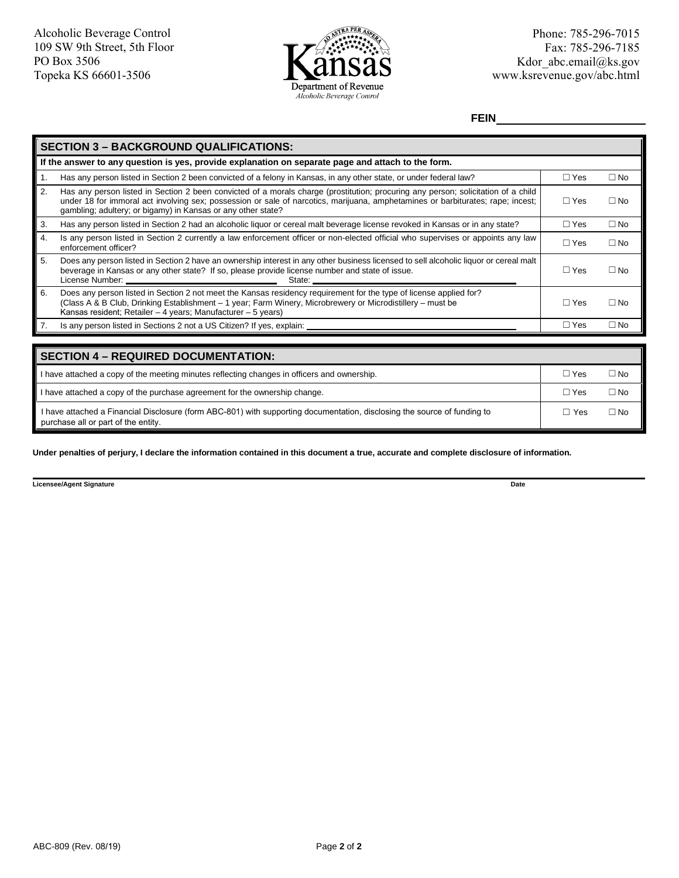Alcoholic Beverage Control
109 SW 9th Street, 5th Floor
PO Box 3506
Topeka KS 66601-3506

Kansas
Department of Revenue
*Alcoholic Beverage Control*

Phone: 785-296-7015
Fax: 785-296-7185
Kdor_abc.email@ks.gov
www.ksrevenue.gov/abc.html

**FEIN** ______________________

## SECTION 3 – BACKGROUND QUALIFICATIONS:

**If the answer to any question is yes, provide explanation on separate page and attach to the form.**

| | | | |
|---|---|---|---|
| 1. | Has any person listed in Section 2 been convicted of a felony in Kansas, in any other state, or under federal law? | ☐ Yes | ☐ No |
| 2. | Has any person listed in Section 2 been convicted of a morals charge (prostitution; procuring any person; solicitation of a child under 18 for immoral act involving sex; possession or sale of narcotics, marijuana, amphetamines or barbiturates; rape; incest; gambling; adultery; or bigamy) in Kansas or any other state? | ☐ Yes | ☐ No |
| 3. | Has any person listed in Section 2 had an alcoholic liquor or cereal malt beverage license revoked in Kansas or in any state? | ☐ Yes | ☐ No |
| 4. | Is any person listed in Section 2 currently a law enforcement officer or non-elected official who supervises or appoints any law enforcement officer? | ☐ Yes | ☐ No |
| 5. | Does any person listed in Section 2 have an ownership interest in any other business licensed to sell alcoholic liquor or cereal malt beverage in Kansas or any other state? If so, please provide license number and state of issue. License Number: ______________ State: ______________ | ☐ Yes | ☐ No |
| 6. | Does any person listed in Section 2 not meet the Kansas residency requirement for the type of license applied for? (Class A & B Club, Drinking Establishment – 1 year; Farm Winery, Microbrewery or Microdistillery – must be Kansas resident; Retailer – 4 years; Manufacturer – 5 years) | ☐ Yes | ☐ No |
| 7. | Is any person listed in Sections 2 not a US Citizen? If yes, explain: ______________ | ☐ Yes | ☐ No |

## SECTION 4 – REQUIRED DOCUMENTATION:

| | | |
|---|---|---|
| I have attached a copy of the meeting minutes reflecting changes in officers and ownership. | ☐ Yes | ☐ No |
| I have attached a copy of the purchase agreement for the ownership change. | ☐ Yes | ☐ No |
| I have attached a Financial Disclosure (form ABC-801) with supporting documentation, disclosing the source of funding to purchase all or part of the entity. | ☐ Yes | ☐ No |

**Under penalties of perjury, I declare the information contained in this document a true, accurate and complete disclosure of information.**

______________________________________________

**Licensee/Agent Signature** **Date**

ABC-809 (Rev. 08/19)